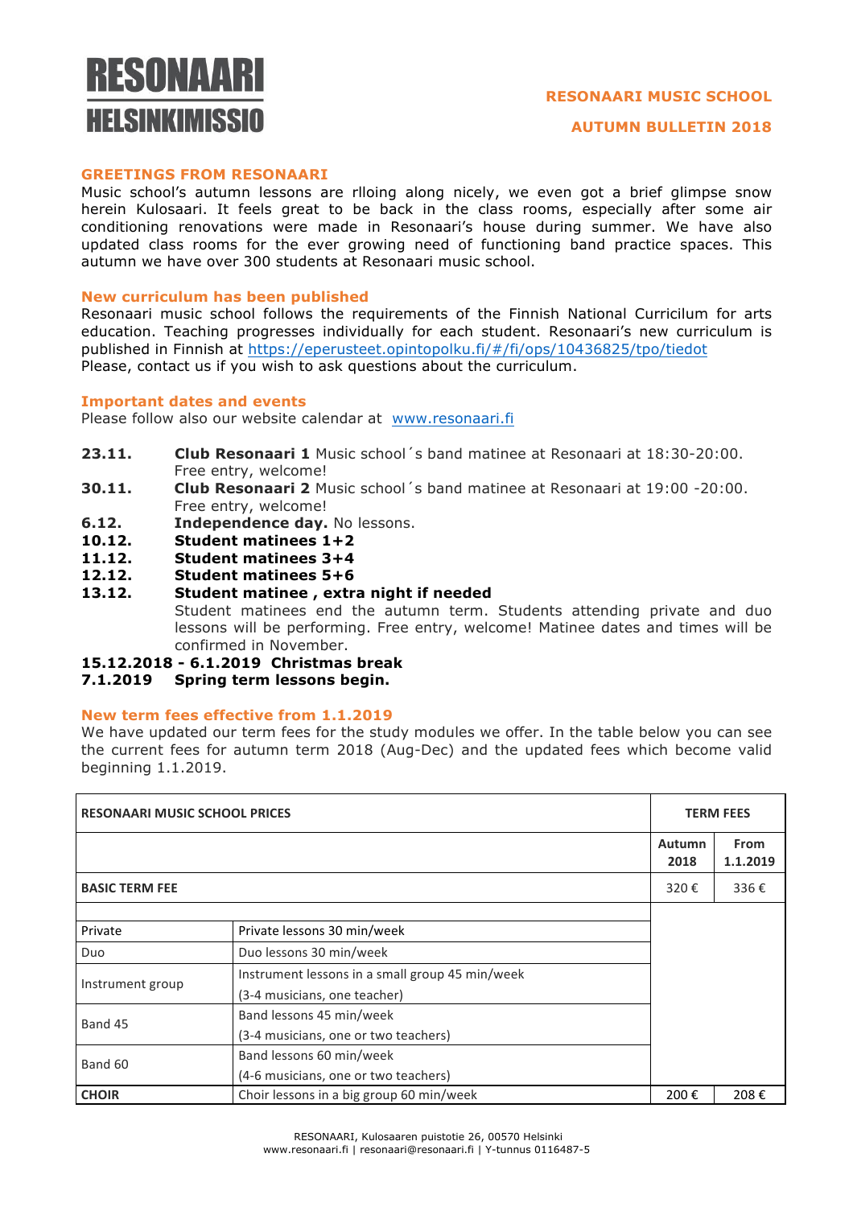# RESONAARI HELSINKIMISSIO

**RESONAARI MUSIC SCHOOL**

**AUTUMN BULLETIN 2018**

## GREETINGS FROM RESONAARI

Music school's autumn lessons are rlloing along nicely, we even got a brief glimpse snow herein Kulosaari. It feels great to be back in the class rooms, especially after some air conditioning renovations were made in Resonaari's house during summer. We have also updated class rooms for the ever growing need of functioning band practice spaces. This autumn we have over 300 students at Resonaari music school.

## New curriculum has been published

Resonaari music school follows the requirements of the Finnish National Curricilum for arts education. Teaching progresses individually for each student. Resonaari's new curriculum is published in Finnish at https://eperusteet.opintopolku.fi/#/fi/ops/10436825/tpo/tiedot
Please, contact us if you wish to ask questions about the curriculum.

## Important dates and events

Please follow also our website calendar at www.resonaari.fi

- **23.11.** **Club Resonaari 1** Music school´s band matinee at Resonaari at 18:30-20:00. Free entry, welcome!
- **30.11.** **Club Resonaari 2** Music school´s band matinee at Resonaari at 19:00 -20:00. Free entry, welcome!
- **6.12.** **Independence day.** No lessons.
- **10.12.** **Student matinees 1+2**
- **11.12.** **Student matinees 3+4**
- **12.12.** **Student matinees 5+6**
- **13.12.** **Student matinee , extra night if needed**
  Student matinees end the autumn term. Students attending private and duo lessons will be performing. Free entry, welcome! Matinee dates and times will be confirmed in November.

**15.12.2018 - 6.1.2019 Christmas break**
**7.1.2019 Spring term lessons begin.**

## New term fees effective from 1.1.2019

We have updated our term fees for the study modules we offer. In the table below you can see the current fees for autumn term 2018 (Aug-Dec) and the updated fees which become valid beginning 1.1.2019.

| RESONAARI MUSIC SCHOOL PRICES | | TERM FEES | |
|---|---|---|---|
| | | Autumn 2018 | From 1.1.2019 |
| **BASIC TERM FEE** | | 320 € | 336 € |
| | | | |
| Private | Private lessons 30 min/week | | |
| Duo | Duo lessons 30 min/week | | |
| Instrument group | Instrument lessons in a small group 45 min/week (3-4 musicians, one teacher) | | |
| Band 45 | Band lessons 45 min/week (3-4 musicians, one or two teachers) | | |
| Band 60 | Band lessons 60 min/week (4-6 musicians, one or two teachers) | | |
| **CHOIR** | Choir lessons in a big group 60 min/week | 200 € | 208 € |

RESONAARI, Kulosaaren puistotie 26, 00570 Helsinki
www.resonaari.fi | resonaari@resonaari.fi | Y-tunnus 0116487-5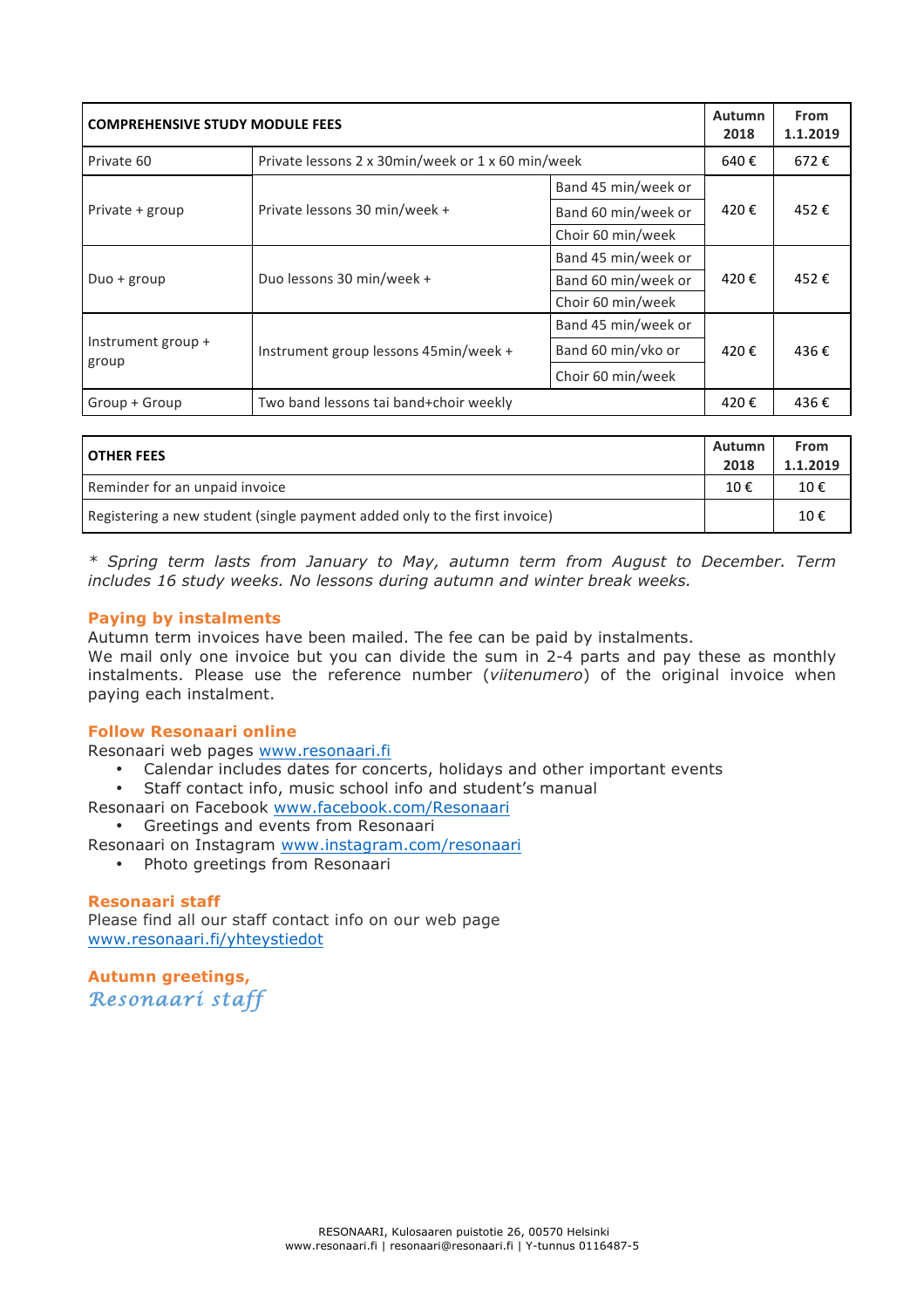| COMPREHENSIVE STUDY MODULE FEES | | | Autumn 2018 | From 1.1.2019 |
|---|---|---|---|---|
| Private 60 | Private lessons 2 x 30min/week or 1 x 60 min/week | | 640 € | 672 € |
| Private + group | Private lessons 30 min/week + | Band 45 min/week or | 420 € | 452 € |
| | | Band 60 min/week or | | |
| | | Choir 60 min/week | | |
| Duo + group | Duo lessons 30 min/week + | Band 45 min/week or | 420 € | 452 € |
| | | Band 60 min/week or | | |
| | | Choir 60 min/week | | |
| Instrument group + group | Instrument group lessons 45min/week + | Band 45 min/week or | 420 € | 436 € |
| | | Band 60 min/vko or | | |
| | | Choir 60 min/week | | |
| Group + Group | Two band lessons tai band+choir weekly | | 420 € | 436 € |

| OTHER FEES | Autumn 2018 | From 1.1.2019 |
|---|---|---|
| Reminder for an unpaid invoice | 10 € | 10 € |
| Registering a new student (single payment added only to the first invoice) | | 10 € |

*\* Spring term lasts from January to May, autumn term from August to December. Term includes 16 study weeks. No lessons during autumn and winter break weeks.*

## Paying by instalments

Autumn term invoices have been mailed. The fee can be paid by instalments.
We mail only one invoice but you can divide the sum in 2-4 parts and pay these as monthly instalments. Please use the reference number (*viitenumero*) of the original invoice when paying each instalment.

## Follow Resonaari online

Resonaari web pages www.resonaari.fi

- Calendar includes dates for concerts, holidays and other important events
- Staff contact info, music school info and student's manual

Resonaari on Facebook www.facebook.com/Resonaari

- Greetings and events from Resonaari

Resonaari on Instagram www.instagram.com/resonaari

- Photo greetings from Resonaari

## Resonaari staff

Please find all our staff contact info on our web page
www.resonaari.fi/yhteystiedot

**Autumn greetings,**
*Resonaari staff*

RESONAARI, Kulosaaren puistotie 26, 00570 Helsinki
www.resonaari.fi | resonaari@resonaari.fi | Y-tunnus 0116487-5